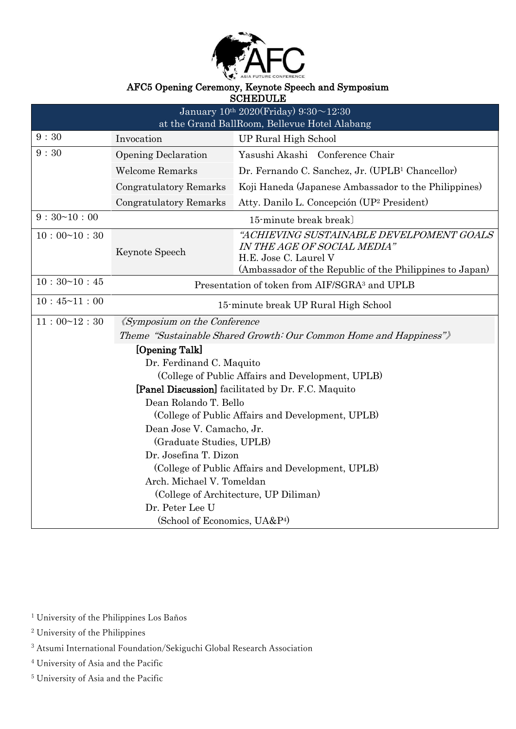AFC ASIA FUTURE CONFERENCE

# AFC5 Opening Ceremony, Keynote Speech and Symposium

## SCHEDULE

| January 10th 2020(Friday) 9:30～12:30 at the Grand BallRoom, Bellevue Hotel Alabang | | |
|---|---|---|
| 9：30 | Invocation | UP Rural High School |
| 9：30 | Opening Declaration | Yasushi Akashi　Conference Chair |
| | Welcome Remarks | Dr. Fernando C. Sanchez, Jr. (UPLB[1] Chancellor) |
| | Congratulatory Remarks | Koji Haneda (Japanese Ambassador to the Philippines) |
| | Congratulatory Remarks | Atty. Danilo L. Concepción (UP[2] President) |
| 9：30~10：00 | 15-minute break break〕 | |
| 10：00~10：30 | Keynote Speech | *"ACHIEVING SUSTAINABLE DEVELPOMENT GOALS IN THE AGE OF SOCIAL MEDIA"* H.E. Jose C. Laurel V (Ambassador of the Republic of the Philippines to Japan) |
| 10：30~10：45 | Presentation of token from AIF/SGRA[3] and UPLB | |
| 10：45~11：00 | 15-minute break UP Rural High School | |
| 11：00~12：30 | *《Symposium on the Conference Theme "Sustainable Shared Growth: Our Common Home and Happiness"》*<br>**[Opening Talk]**<br>Dr. Ferdinand C. Maquito (College of Public Affairs and Development, UPLB)<br>**[Panel Discussion]** facilitated by Dr. F.C. Maquito<br>Dean Rolando T. Bello (College of Public Affairs and Development, UPLB)<br>Dean Jose V. Camacho, Jr. (Graduate Studies, UPLB)<br>Dr. Josefina T. Dizon (College of Public Affairs and Development, UPLB)<br>Arch. Michael V. Tomeldan (College of Architecture, UP Diliman)<br>Dr. Peter Lee U (School of Economics, UA&P[4]) | |

[1] University of the Philippines Los Baños

[2] University of the Philippines

[3] Atsumi International Foundation/Sekiguchi Global Research Association

[4] University of Asia and the Pacific

[5] University of Asia and the Pacific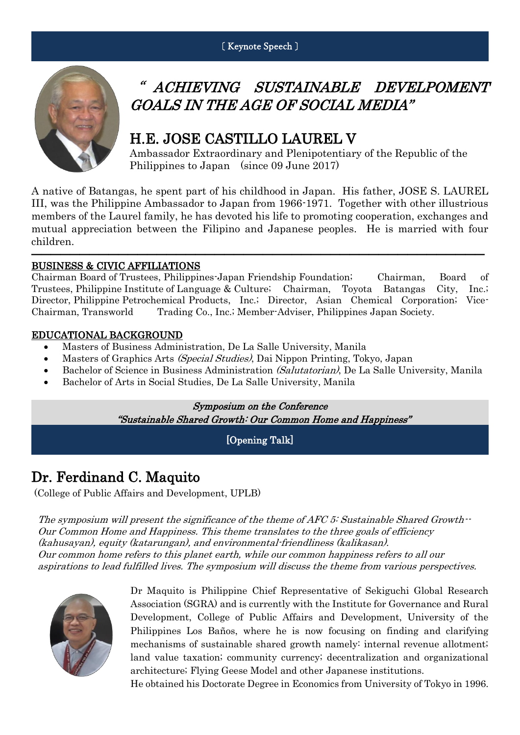〔Keynote Speech〕

# " *ACHIEVING SUSTAINABLE DEVELPOMENT GOALS IN THE AGE OF SOCIAL MEDIA*"

## H.E. JOSE CASTILLO LAUREL V

Ambassador Extraordinary and Plenipotentiary of the Republic of the Philippines to Japan (since 09 June 2017)

A native of Batangas, he spent part of his childhood in Japan. His father, JOSE S. LAUREL III, was the Philippine Ambassador to Japan from 1966-1971. Together with other illustrious members of the Laurel family, he has devoted his life to promoting cooperation, exchanges and mutual appreciation between the Filipino and Japanese peoples. He is married with four children.

---

**BUSINESS & CIVIC AFFILIATIONS**

Chairman Board of Trustees, Philippines-Japan Friendship Foundation; Chairman, Board of Trustees, Philippine Institute of Language & Culture; Chairman, Toyota Batangas City, Inc.; Director, Philippine Petrochemical Products, Inc.; Director, Asian Chemical Corporation; Vice-Chairman, Transworld Trading Co., Inc.; Member-Adviser, Philippines Japan Society.

**EDUCATIONAL BACKGROUND**

- Masters of Business Administration, De La Salle University, Manila
- Masters of Graphics Arts *(Special Studies)*, Dai Nippon Printing, Tokyo, Japan
- Bachelor of Science in Business Administration *(Salutatorian)*, De La Salle University, Manila
- Bachelor of Arts in Social Studies, De La Salle University, Manila

*Symposium on the Conference*
*"Sustainable Shared Growth: Our Common Home and Happiness"*

[Opening Talk]

## Dr. Ferdinand C. Maquito

(College of Public Affairs and Development, UPLB)

*The symposium will present the significance of the theme of AFC 5: Sustainable Shared Growth -- Our Common Home and Happiness. This theme translates to the three goals of efficiency (kahusayan), equity (katarungan), and environmental-friendliness (kalikasan). Our common home refers to this planet earth, while our common happiness refers to all our aspirations to lead fulfilled lives. The symposium will discuss the theme from various perspectives.*

Dr Maquito is Philippine Chief Representative of Sekiguchi Global Research Association (SGRA) and is currently with the Institute for Governance and Rural Development, College of Public Affairs and Development, University of the Philippines Los Baños, where he is now focusing on finding and clarifying mechanisms of sustainable shared growth namely: internal revenue allotment; land value taxation; community currency; decentralization and organizational architecture; Flying Geese Model and other Japanese institutions.

He obtained his Doctorate Degree in Economics from University of Tokyo in 1996.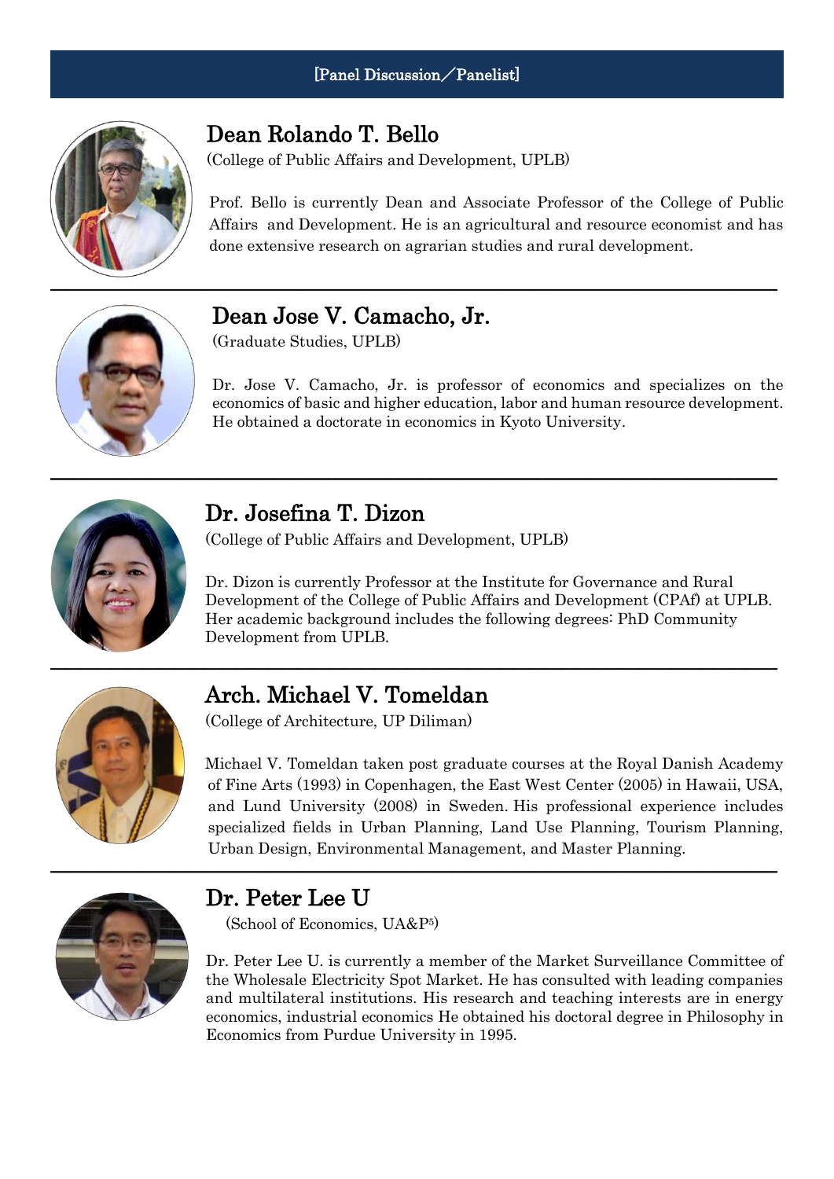# [Panel Discussion／Panelist]

## Dean Rolando T. Bello

(College of Public Affairs and Development, UPLB)

Prof. Bello is currently Dean and Associate Professor of the College of Public Affairs and Development. He is an agricultural and resource economist and has done extensive research on agrarian studies and rural development.

---

## Dean Jose V. Camacho, Jr.

(Graduate Studies, UPLB)

Dr. Jose V. Camacho, Jr. is professor of economics and specializes on the economics of basic and higher education, labor and human resource development. He obtained a doctorate in economics in Kyoto University.

---

## Dr. Josefina T. Dizon

(College of Public Affairs and Development, UPLB)

Dr. Dizon is currently Professor at the Institute for Governance and Rural Development of the College of Public Affairs and Development (CPAf) at UPLB. Her academic background includes the following degrees: PhD Community Development from UPLB.

---

## Arch. Michael V. Tomeldan

(College of Architecture, UP Diliman)

Michael V. Tomeldan taken post graduate courses at the Royal Danish Academy of Fine Arts (1993) in Copenhagen, the East West Center (2005) in Hawaii, USA, and Lund University (2008) in Sweden. His professional experience includes specialized fields in Urban Planning, Land Use Planning, Tourism Planning, Urban Design, Environmental Management, and Master Planning.

---

## Dr. Peter Lee U

(School of Economics, UA&P[5])

Dr. Peter Lee U. is currently a member of the Market Surveillance Committee of the Wholesale Electricity Spot Market. He has consulted with leading companies and multilateral institutions. His research and teaching interests are in energy economics, industrial economics He obtained his doctoral degree in Philosophy in Economics from Purdue University in 1995.